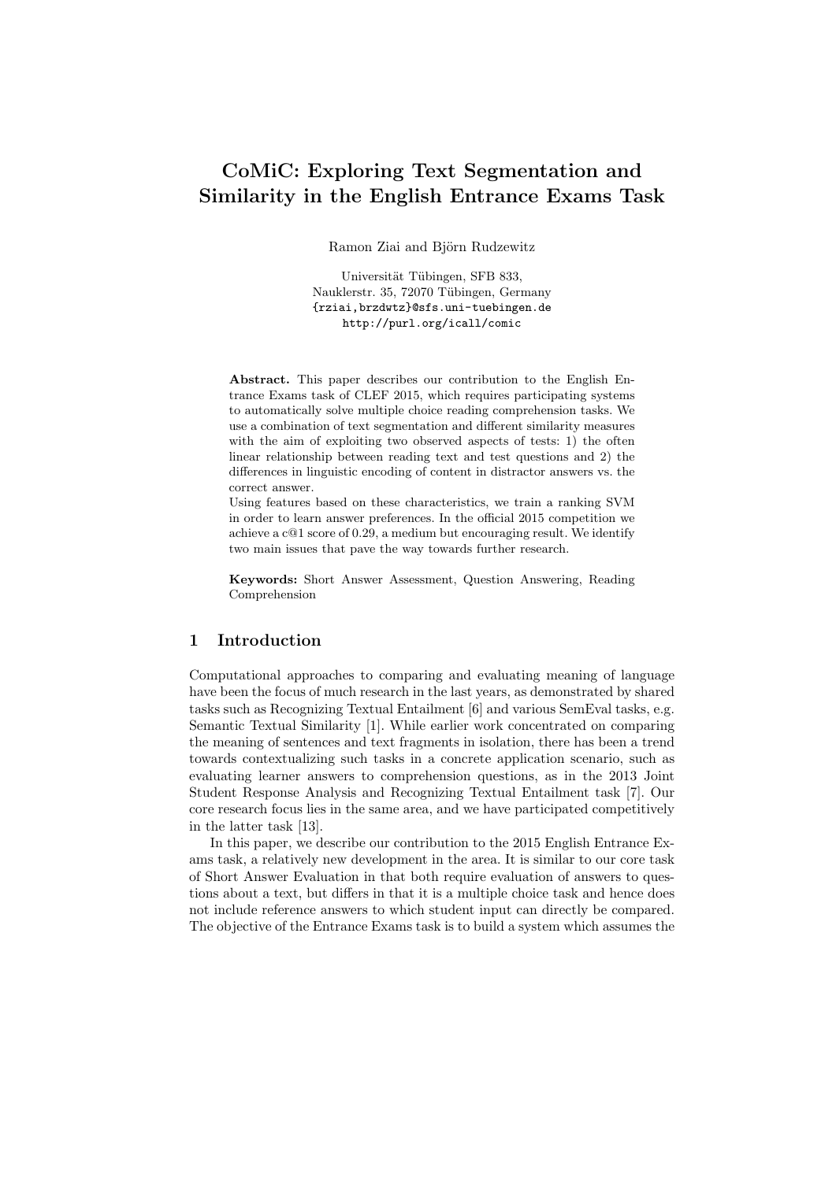# CoMiC: Exploring Text Segmentation and Similarity in the English Entrance Exams Task

Ramon Ziai and Björn Rudzewitz

Universität Tübingen, SFB 833,
Nauklerstr. 35, 72070 Tübingen, Germany
{rziai,brzdwtz}@sfs.uni-tuebingen.de
http://purl.org/icall/comic

**Abstract.** This paper describes our contribution to the English Entrance Exams task of CLEF 2015, which requires participating systems to automatically solve multiple choice reading comprehension tasks. We use a combination of text segmentation and different similarity measures with the aim of exploiting two observed aspects of tests: 1) the often linear relationship between reading text and test questions and 2) the differences in linguistic encoding of content in distractor answers vs. the correct answer.

Using features based on these characteristics, we train a ranking SVM in order to learn answer preferences. In the official 2015 competition we achieve a c@1 score of 0.29, a medium but encouraging result. We identify two main issues that pave the way towards further research.

**Keywords:** Short Answer Assessment, Question Answering, Reading Comprehension

## 1 Introduction

Computational approaches to comparing and evaluating meaning of language have been the focus of much research in the last years, as demonstrated by shared tasks such as Recognizing Textual Entailment [6] and various SemEval tasks, e.g. Semantic Textual Similarity [1]. While earlier work concentrated on comparing the meaning of sentences and text fragments in isolation, there has been a trend towards contextualizing such tasks in a concrete application scenario, such as evaluating learner answers to comprehension questions, as in the 2013 Joint Student Response Analysis and Recognizing Textual Entailment task [7]. Our core research focus lies in the same area, and we have participated competitively in the latter task [13].

In this paper, we describe our contribution to the 2015 English Entrance Exams task, a relatively new development in the area. It is similar to our core task of Short Answer Evaluation in that both require evaluation of answers to questions about a text, but differs in that it is a multiple choice task and hence does not include reference answers to which student input can directly be compared. The objective of the Entrance Exams task is to build a system which assumes the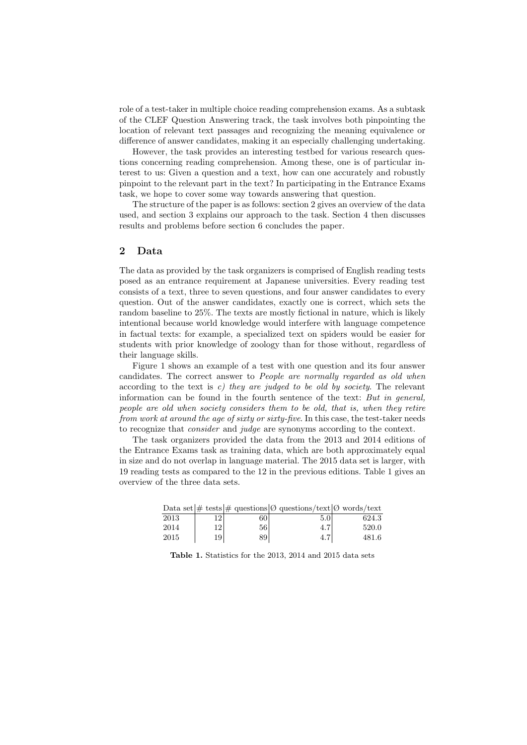role of a test-taker in multiple choice reading comprehension exams. As a subtask of the CLEF Question Answering track, the task involves both pinpointing the location of relevant text passages and recognizing the meaning equivalence or difference of answer candidates, making it an especially challenging undertaking.

However, the task provides an interesting testbed for various research questions concerning reading comprehension. Among these, one is of particular interest to us: Given a question and a text, how can one accurately and robustly pinpoint to the relevant part in the text? In participating in the Entrance Exams task, we hope to cover some way towards answering that question.

The structure of the paper is as follows: section 2 gives an overview of the data used, and section 3 explains our approach to the task. Section 4 then discusses results and problems before section 6 concludes the paper.

## 2 Data

The data as provided by the task organizers is comprised of English reading tests posed as an entrance requirement at Japanese universities. Every reading test consists of a text, three to seven questions, and four answer candidates to every question. Out of the answer candidates, exactly one is correct, which sets the random baseline to 25%. The texts are mostly fictional in nature, which is likely intentional because world knowledge would interfere with language competence in factual texts: for example, a specialized text on spiders would be easier for students with prior knowledge of zoology than for those without, regardless of their language skills.

Figure 1 shows an example of a test with one question and its four answer candidates. The correct answer to *People are normally regarded as old when* according to the text is *c) they are judged to be old by society*. The relevant information can be found in the fourth sentence of the text: *But in general, people are old when society considers them to be old, that is, when they retire from work at around the age of sixty or sixty-five*. In this case, the test-taker needs to recognize that *consider* and *judge* are synonyms according to the context.

The task organizers provided the data from the 2013 and 2014 editions of the Entrance Exams task as training data, which are both approximately equal in size and do not overlap in language material. The 2015 data set is larger, with 19 reading tests as compared to the 12 in the previous editions. Table 1 gives an overview of the three data sets.

| Data set | # tests | # questions | Ø questions/text | Ø words/text |
|---|---|---|---|---|
| 2013 | 12 | 60 | 5.0 | 624.3 |
| 2014 | 12 | 56 | 4.7 | 520.0 |
| 2015 | 19 | 89 | 4.7 | 481.6 |

**Table 1.** Statistics for the 2013, 2014 and 2015 data sets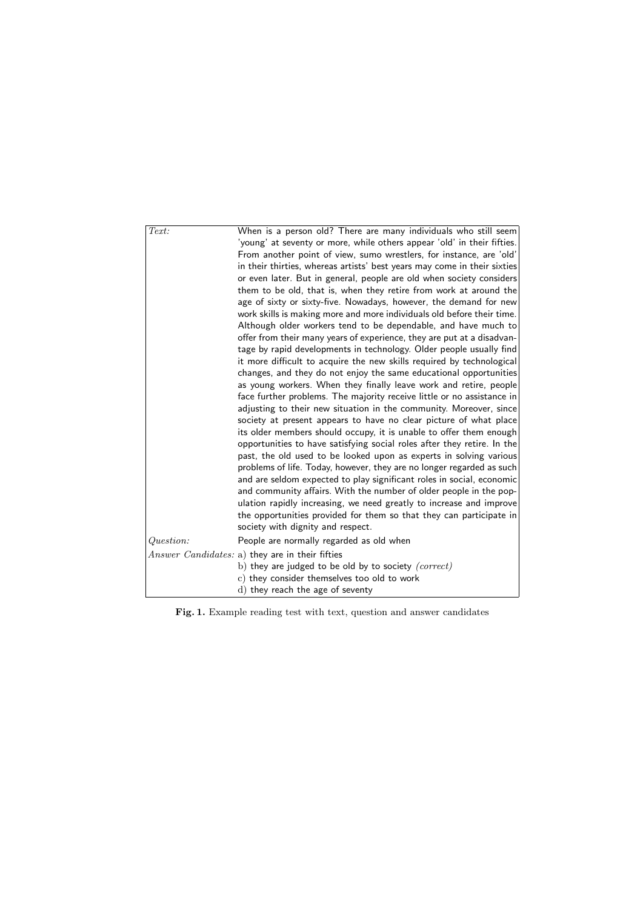| | |
|---|---|
| *Text:* | When is a person old? There are many individuals who still seem 'young' at seventy or more, while others appear 'old' in their fifties. From another point of view, sumo wrestlers, for instance, are 'old' in their thirties, whereas artists' best years may come in their sixties or even later. But in general, people are old when society considers them to be old, that is, when they retire from work at around the age of sixty or sixty-five. Nowadays, however, the demand for new work skills is making more and more individuals old before their time. Although older workers tend to be dependable, and have much to offer from their many years of experience, they are put at a disadvantage by rapid developments in technology. Older people usually find it more difficult to acquire the new skills required by technological changes, and they do not enjoy the same educational opportunities as young workers. When they finally leave work and retire, people face further problems. The majority receive little or no assistance in adjusting to their new situation in the community. Moreover, since society at present appears to have no clear picture of what place its older members should occupy, it is unable to offer them enough opportunities to have satisfying social roles after they retire. In the past, the old used to be looked upon as experts in solving various problems of life. Today, however, they are no longer regarded as such and are seldom expected to play significant roles in social, economic and community affairs. With the number of older people in the population rapidly increasing, we need greatly to increase and improve the opportunities provided for them so that they can participate in society with dignity and respect. |
| *Question:* | People are normally regarded as old when |
| *Answer Candidates:* | a) they are in their fifties<br>b) they are judged to be old by society *(correct)*<br>c) they consider themselves too old to work<br>d) they reach the age of seventy |

**Fig. 1.** Example reading test with text, question and answer candidates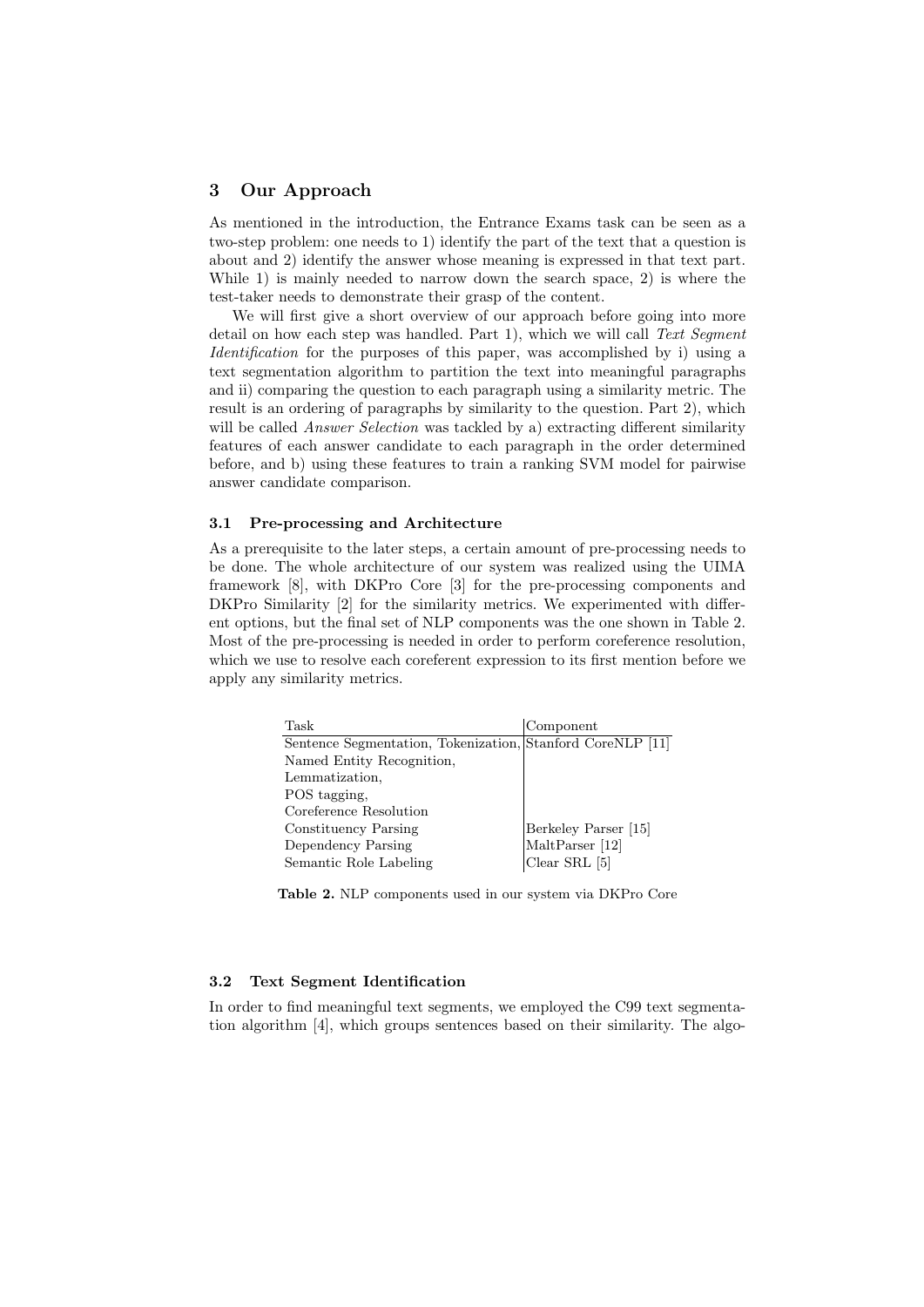## 3 Our Approach

As mentioned in the introduction, the Entrance Exams task can be seen as a two-step problem: one needs to 1) identify the part of the text that a question is about and 2) identify the answer whose meaning is expressed in that text part. While 1) is mainly needed to narrow down the search space, 2) is where the test-taker needs to demonstrate their grasp of the content.

We will first give a short overview of our approach before going into more detail on how each step was handled. Part 1), which we will call *Text Segment Identification* for the purposes of this paper, was accomplished by i) using a text segmentation algorithm to partition the text into meaningful paragraphs and ii) comparing the question to each paragraph using a similarity metric. The result is an ordering of paragraphs by similarity to the question. Part 2), which will be called *Answer Selection* was tackled by a) extracting different similarity features of each answer candidate to each paragraph in the order determined before, and b) using these features to train a ranking SVM model for pairwise answer candidate comparison.

### 3.1 Pre-processing and Architecture

As a prerequisite to the later steps, a certain amount of pre-processing needs to be done. The whole architecture of our system was realized using the UIMA framework [8], with DKPro Core [3] for the pre-processing components and DKPro Similarity [2] for the similarity metrics. We experimented with different options, but the final set of NLP components was the one shown in Table 2. Most of the pre-processing is needed in order to perform coreference resolution, which we use to resolve each coreferent expression to its first mention before we apply any similarity metrics.

| Task | Component |
|---|---|
| Sentence Segmentation, Tokenization, Named Entity Recognition, Lemmatization, POS tagging, Coreference Resolution | Stanford CoreNLP [11] |
| Constituency Parsing | Berkeley Parser [15] |
| Dependency Parsing | MaltParser [12] |
| Semantic Role Labeling | Clear SRL [5] |

**Table 2.** NLP components used in our system via DKPro Core

### 3.2 Text Segment Identification

In order to find meaningful text segments, we employed the C99 text segmentation algorithm [4], which groups sentences based on their similarity. The algo-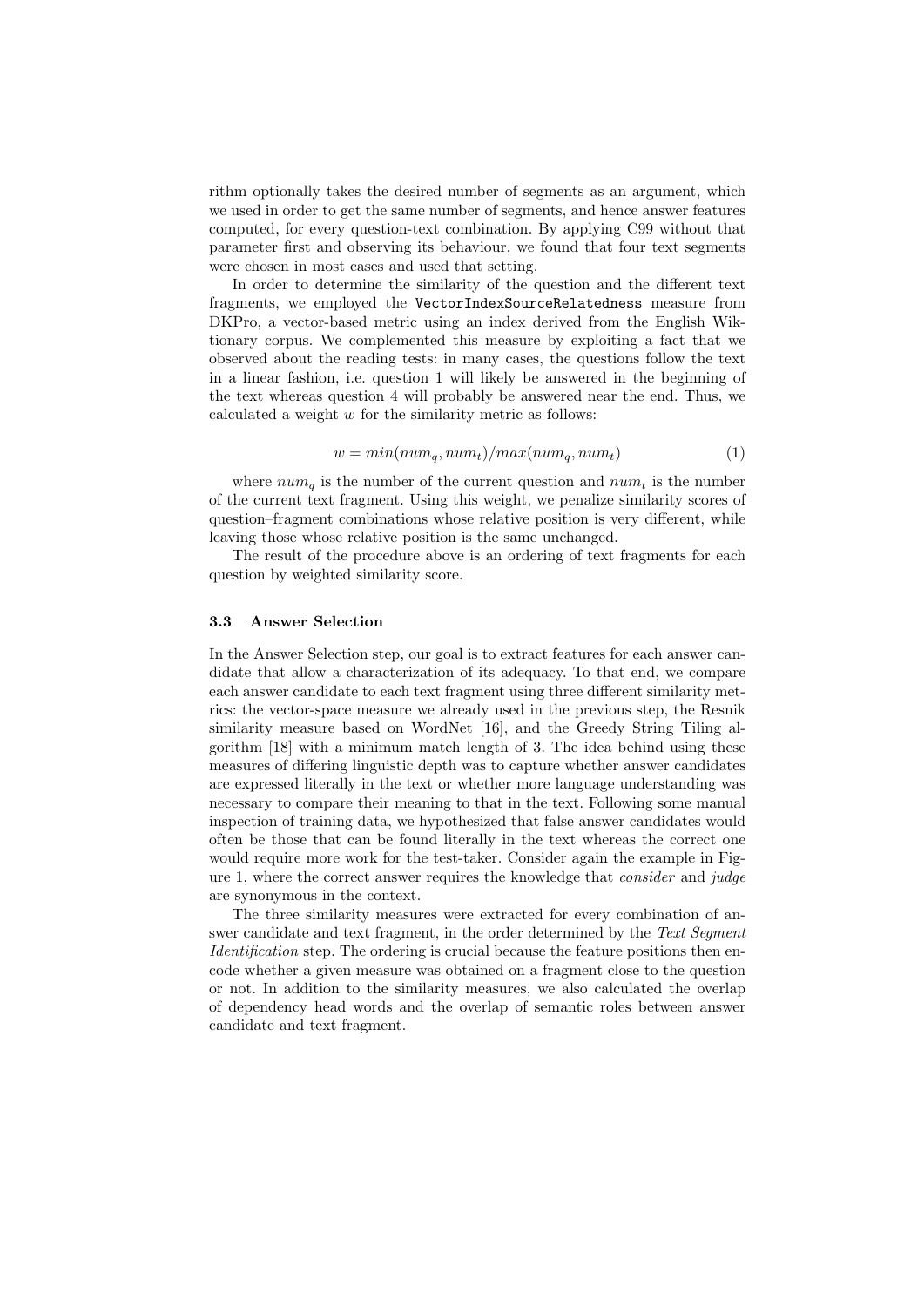rithm optionally takes the desired number of segments as an argument, which we used in order to get the same number of segments, and hence answer features computed, for every question-text combination. By applying C99 without that parameter first and observing its behaviour, we found that four text segments were chosen in most cases and used that setting.

In order to determine the similarity of the question and the different text fragments, we employed the `VectorIndexSourceRelatedness` measure from DKPro, a vector-based metric using an index derived from the English Wiktionary corpus. We complemented this measure by exploiting a fact that we observed about the reading tests: in many cases, the questions follow the text in a linear fashion, i.e. question 1 will likely be answered in the beginning of the text whereas question 4 will probably be answered near the end. Thus, we calculated a weight $w$ for the similarity metric as follows:

$$w = min(num_q, num_t)/max(num_q, num_t) \tag{1}$$

where $num_q$ is the number of the current question and $num_t$ is the number of the current text fragment. Using this weight, we penalize similarity scores of question–fragment combinations whose relative position is very different, while leaving those whose relative position is the same unchanged.

The result of the procedure above is an ordering of text fragments for each question by weighted similarity score.

### 3.3 Answer Selection

In the Answer Selection step, our goal is to extract features for each answer candidate that allow a characterization of its adequacy. To that end, we compare each answer candidate to each text fragment using three different similarity metrics: the vector-space measure we already used in the previous step, the Resnik similarity measure based on WordNet [16], and the Greedy String Tiling algorithm [18] with a minimum match length of 3. The idea behind using these measures of differing linguistic depth was to capture whether answer candidates are expressed literally in the text or whether more language understanding was necessary to compare their meaning to that in the text. Following some manual inspection of training data, we hypothesized that false answer candidates would often be those that can be found literally in the text whereas the correct one would require more work for the test-taker. Consider again the example in Figure 1, where the correct answer requires the knowledge that *consider* and *judge* are synonymous in the context.

The three similarity measures were extracted for every combination of answer candidate and text fragment, in the order determined by the *Text Segment Identification* step. The ordering is crucial because the feature positions then encode whether a given measure was obtained on a fragment close to the question or not. In addition to the similarity measures, we also calculated the overlap of dependency head words and the overlap of semantic roles between answer candidate and text fragment.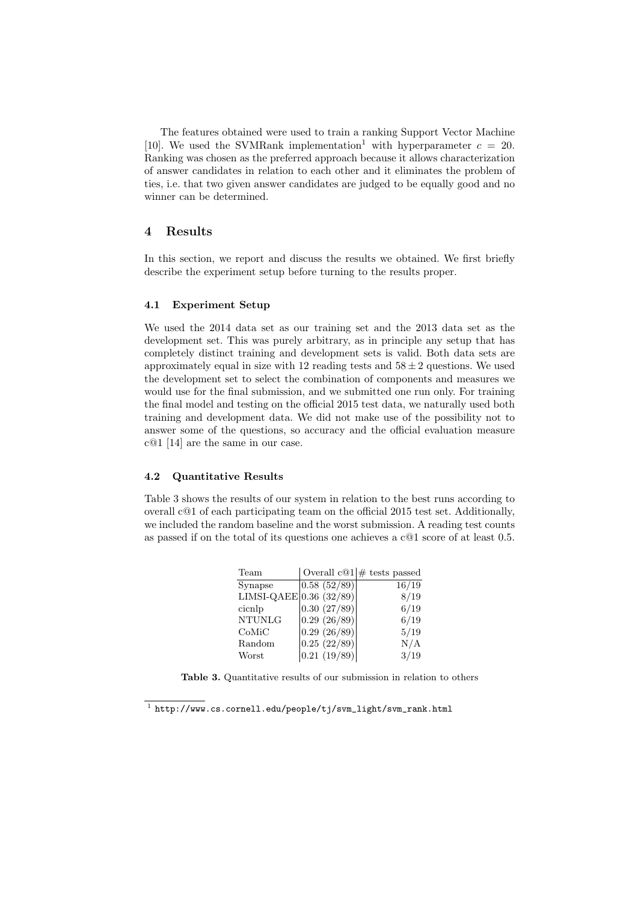The features obtained were used to train a ranking Support Vector Machine [10]. We used the SVMRank implementation[1] with hyperparameter $c = 20$. Ranking was chosen as the preferred approach because it allows characterization of answer candidates in relation to each other and it eliminates the problem of ties, i.e. that two given answer candidates are judged to be equally good and no winner can be determined.

## 4 Results

In this section, we report and discuss the results we obtained. We first briefly describe the experiment setup before turning to the results proper.

### 4.1 Experiment Setup

We used the 2014 data set as our training set and the 2013 data set as the development set. This was purely arbitrary, as in principle any setup that has completely distinct training and development sets is valid. Both data sets are approximately equal in size with 12 reading tests and $58 \pm 2$ questions. We used the development set to select the combination of components and measures we would use for the final submission, and we submitted one run only. For training the final model and testing on the official 2015 test data, we naturally used both training and development data. We did not make use of the possibility not to answer some of the questions, so accuracy and the official evaluation measure c@1 [14] are the same in our case.

### 4.2 Quantitative Results

Table 3 shows the results of our system in relation to the best runs according to overall c@1 of each participating team on the official 2015 test set. Additionally, we included the random baseline and the worst submission. A reading test counts as passed if on the total of its questions one achieves a c@1 score of at least 0.5.

| Team | Overall c@1 | # tests passed |
|---|---|---|
| Synapse | 0.58 (52/89) | 16/19 |
| LIMSI-QAEE | 0.36 (32/89) | 8/19 |
| cicnlp | 0.30 (27/89) | 6/19 |
| NTUNLG | 0.29 (26/89) | 6/19 |
| CoMiC | 0.29 (26/89) | 5/19 |
| Random | 0.25 (22/89) | N/A |
| Worst | 0.21 (19/89) | 3/19 |

**Table 3.** Quantitative results of our submission in relation to others

[1] http://www.cs.cornell.edu/people/tj/svm_light/svm_rank.html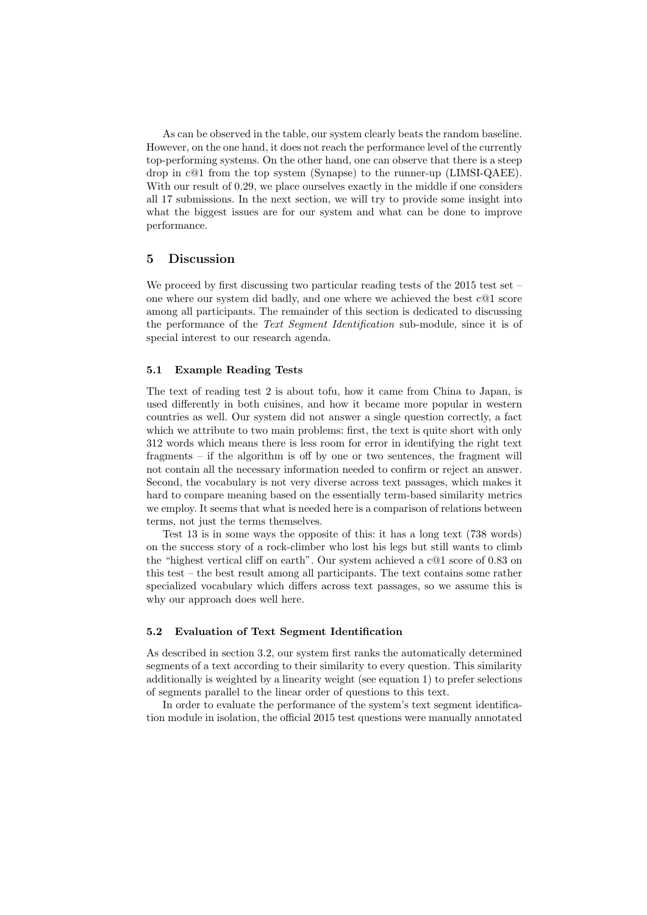As can be observed in the table, our system clearly beats the random baseline. However, on the one hand, it does not reach the performance level of the currently top-performing systems. On the other hand, one can observe that there is a steep drop in c@1 from the top system (Synapse) to the runner-up (LIMSI-QAEE). With our result of 0.29, we place ourselves exactly in the middle if one considers all 17 submissions. In the next section, we will try to provide some insight into what the biggest issues are for our system and what can be done to improve performance.

## 5 Discussion

We proceed by first discussing two particular reading tests of the 2015 test set – one where our system did badly, and one where we achieved the best c@1 score among all participants. The remainder of this section is dedicated to discussing the performance of the *Text Segment Identification* sub-module, since it is of special interest to our research agenda.

### 5.1 Example Reading Tests

The text of reading test 2 is about tofu, how it came from China to Japan, is used differently in both cuisines, and how it became more popular in western countries as well. Our system did not answer a single question correctly, a fact which we attribute to two main problems: first, the text is quite short with only 312 words which means there is less room for error in identifying the right text fragments – if the algorithm is off by one or two sentences, the fragment will not contain all the necessary information needed to confirm or reject an answer. Second, the vocabulary is not very diverse across text passages, which makes it hard to compare meaning based on the essentially term-based similarity metrics we employ. It seems that what is needed here is a comparison of relations between terms, not just the terms themselves.

Test 13 is in some ways the opposite of this: it has a long text (738 words) on the success story of a rock-climber who lost his legs but still wants to climb the "highest vertical cliff on earth". Our system achieved a c@1 score of 0.83 on this test – the best result among all participants. The text contains some rather specialized vocabulary which differs across text passages, so we assume this is why our approach does well here.

### 5.2 Evaluation of Text Segment Identification

As described in section 3.2, our system first ranks the automatically determined segments of a text according to their similarity to every question. This similarity additionally is weighted by a linearity weight (see equation 1) to prefer selections of segments parallel to the linear order of questions to this text.

In order to evaluate the performance of the system's text segment identification module in isolation, the official 2015 test questions were manually annotated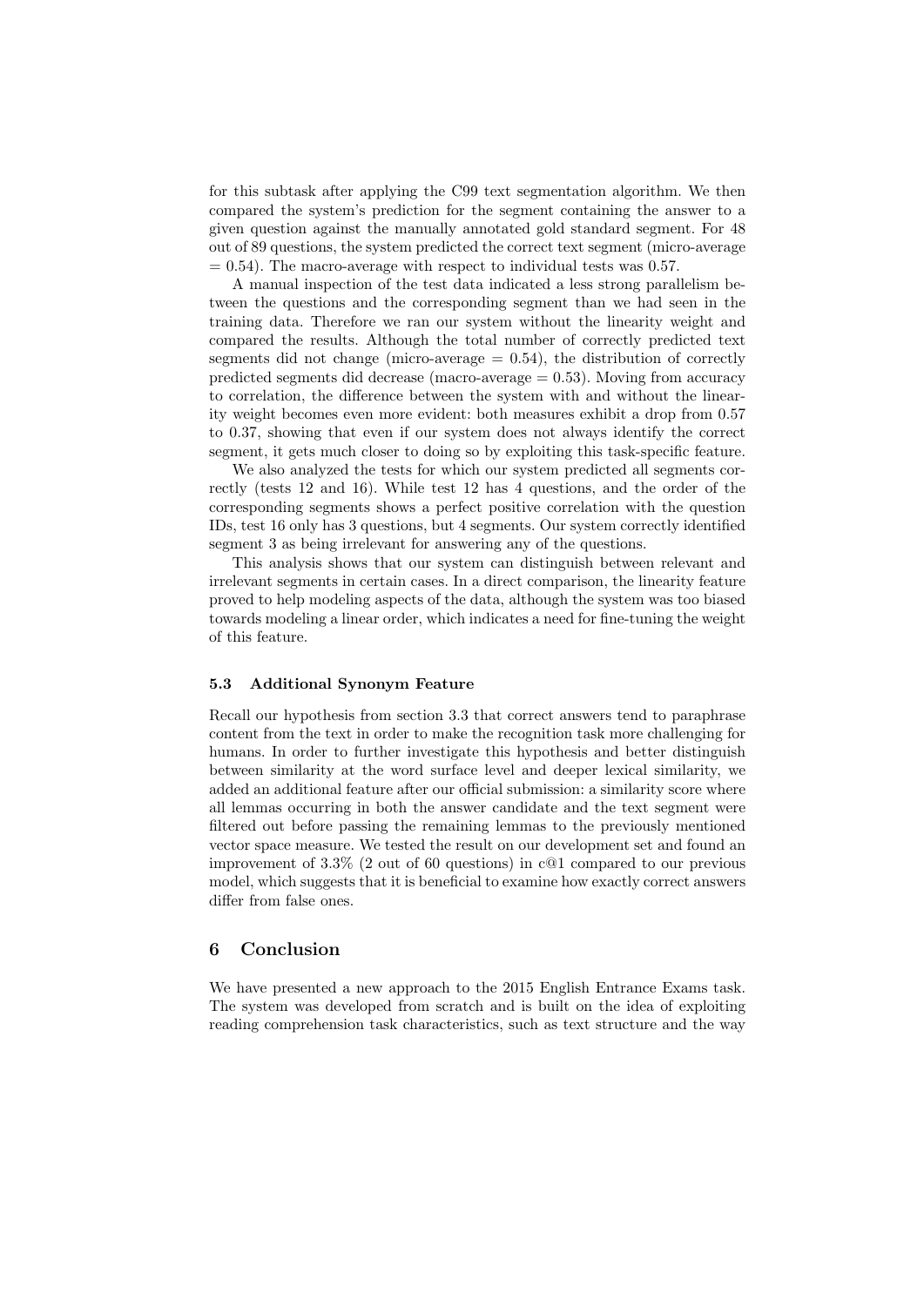for this subtask after applying the C99 text segmentation algorithm. We then compared the system's prediction for the segment containing the answer to a given question against the manually annotated gold standard segment. For 48 out of 89 questions, the system predicted the correct text segment (micro-average = 0.54). The macro-average with respect to individual tests was 0.57.

A manual inspection of the test data indicated a less strong parallelism between the questions and the corresponding segment than we had seen in the training data. Therefore we ran our system without the linearity weight and compared the results. Although the total number of correctly predicted text segments did not change (micro-average = 0.54), the distribution of correctly predicted segments did decrease (macro-average = 0.53). Moving from accuracy to correlation, the difference between the system with and without the linearity weight becomes even more evident: both measures exhibit a drop from 0.57 to 0.37, showing that even if our system does not always identify the correct segment, it gets much closer to doing so by exploiting this task-specific feature.

We also analyzed the tests for which our system predicted all segments correctly (tests 12 and 16). While test 12 has 4 questions, and the order of the corresponding segments shows a perfect positive correlation with the question IDs, test 16 only has 3 questions, but 4 segments. Our system correctly identified segment 3 as being irrelevant for answering any of the questions.

This analysis shows that our system can distinguish between relevant and irrelevant segments in certain cases. In a direct comparison, the linearity feature proved to help modeling aspects of the data, although the system was too biased towards modeling a linear order, which indicates a need for fine-tuning the weight of this feature.

### 5.3 Additional Synonym Feature

Recall our hypothesis from section 3.3 that correct answers tend to paraphrase content from the text in order to make the recognition task more challenging for humans. In order to further investigate this hypothesis and better distinguish between similarity at the word surface level and deeper lexical similarity, we added an additional feature after our official submission: a similarity score where all lemmas occurring in both the answer candidate and the text segment were filtered out before passing the remaining lemmas to the previously mentioned vector space measure. We tested the result on our development set and found an improvement of 3.3% (2 out of 60 questions) in c@1 compared to our previous model, which suggests that it is beneficial to examine how exactly correct answers differ from false ones.

## 6 Conclusion

We have presented a new approach to the 2015 English Entrance Exams task. The system was developed from scratch and is built on the idea of exploiting reading comprehension task characteristics, such as text structure and the way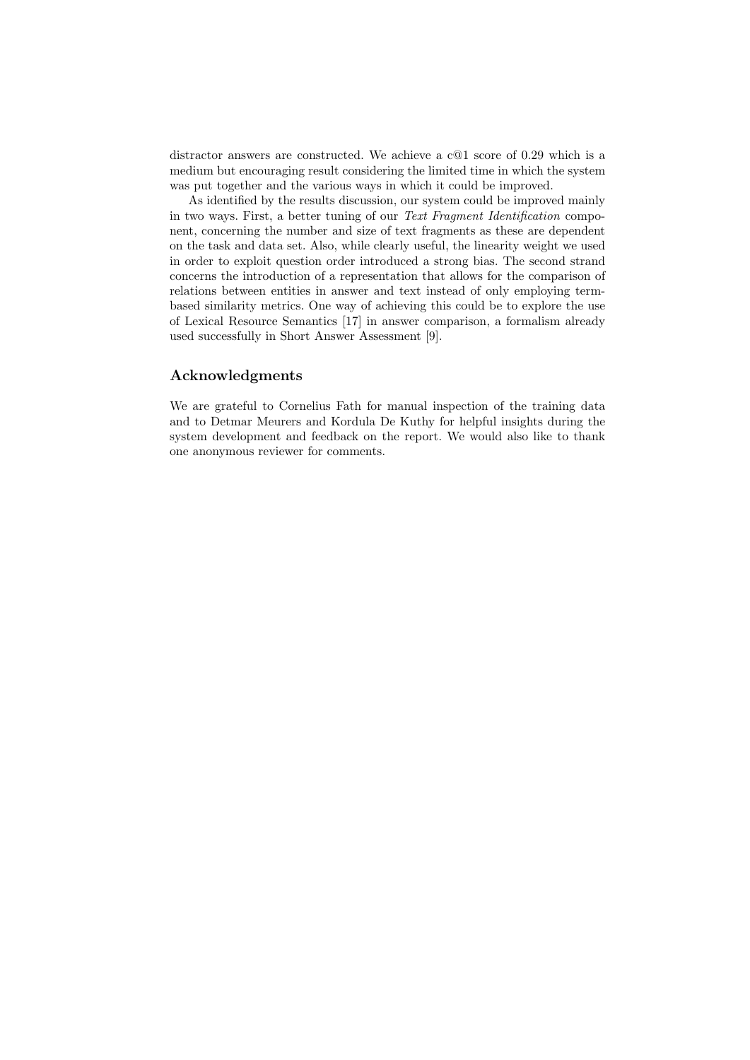distractor answers are constructed. We achieve a c@1 score of 0.29 which is a medium but encouraging result considering the limited time in which the system was put together and the various ways in which it could be improved.

As identified by the results discussion, our system could be improved mainly in two ways. First, a better tuning of our *Text Fragment Identification* component, concerning the number and size of text fragments as these are dependent on the task and data set. Also, while clearly useful, the linearity weight we used in order to exploit question order introduced a strong bias. The second strand concerns the introduction of a representation that allows for the comparison of relations between entities in answer and text instead of only employing term-based similarity metrics. One way of achieving this could be to explore the use of Lexical Resource Semantics [17] in answer comparison, a formalism already used successfully in Short Answer Assessment [9].

## Acknowledgments

We are grateful to Cornelius Fath for manual inspection of the training data and to Detmar Meurers and Kordula De Kuthy for helpful insights during the system development and feedback on the report. We would also like to thank one anonymous reviewer for comments.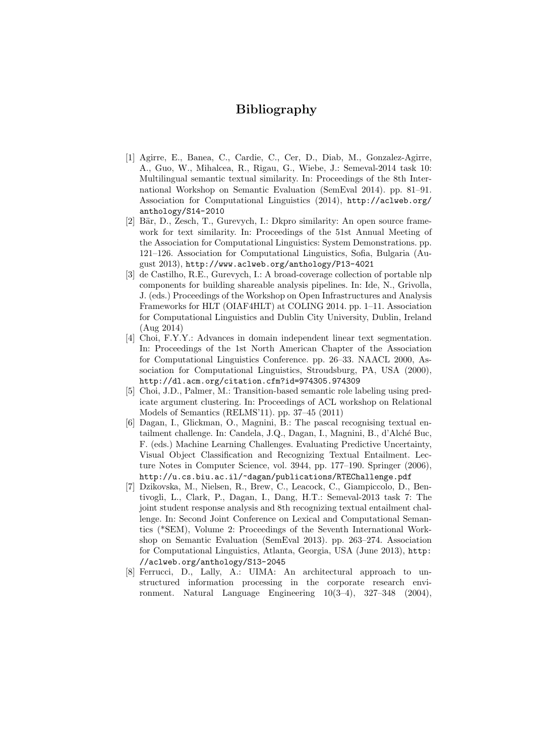# Bibliography

[1] Agirre, E., Banea, C., Cardie, C., Cer, D., Diab, M., Gonzalez-Agirre, A., Guo, W., Mihalcea, R., Rigau, G., Wiebe, J.: Semeval-2014 task 10: Multilingual semantic textual similarity. In: Proceedings of the 8th International Workshop on Semantic Evaluation (SemEval 2014). pp. 81–91. Association for Computational Linguistics (2014), http://aclweb.org/anthology/S14-2010

[2] Bär, D., Zesch, T., Gurevych, I.: Dkpro similarity: An open source framework for text similarity. In: Proceedings of the 51st Annual Meeting of the Association for Computational Linguistics: System Demonstrations. pp. 121–126. Association for Computational Linguistics, Sofia, Bulgaria (August 2013), http://www.aclweb.org/anthology/P13-4021

[3] de Castilho, R.E., Gurevych, I.: A broad-coverage collection of portable nlp components for building shareable analysis pipelines. In: Ide, N., Grivolla, J. (eds.) Proceedings of the Workshop on Open Infrastructures and Analysis Frameworks for HLT (OIAF4HLT) at COLING 2014. pp. 1–11. Association for Computational Linguistics and Dublin City University, Dublin, Ireland (Aug 2014)

[4] Choi, F.Y.Y.: Advances in domain independent linear text segmentation. In: Proceedings of the 1st North American Chapter of the Association for Computational Linguistics Conference. pp. 26–33. NAACL 2000, Association for Computational Linguistics, Stroudsburg, PA, USA (2000), http://dl.acm.org/citation.cfm?id=974305.974309

[5] Choi, J.D., Palmer, M.: Transition-based semantic role labeling using predicate argument clustering. In: Proceedings of ACL workshop on Relational Models of Semantics (RELMS'11). pp. 37–45 (2011)

[6] Dagan, I., Glickman, O., Magnini, B.: The pascal recognising textual entailment challenge. In: Candela, J.Q., Dagan, I., Magnini, B., d'Alché Buc, F. (eds.) Machine Learning Challenges. Evaluating Predictive Uncertainty, Visual Object Classification and Recognizing Textual Entailment. Lecture Notes in Computer Science, vol. 3944, pp. 177–190. Springer (2006), http://u.cs.biu.ac.il/~dagan/publications/RTEChallenge.pdf

[7] Dzikovska, M., Nielsen, R., Brew, C., Leacock, C., Giampiccolo, D., Bentivogli, L., Clark, P., Dagan, I., Dang, H.T.: Semeval-2013 task 7: The joint student response analysis and 8th recognizing textual entailment challenge. In: Second Joint Conference on Lexical and Computational Semantics (*SEM), Volume 2: Proceedings of the Seventh International Workshop on Semantic Evaluation (SemEval 2013). pp. 263–274. Association for Computational Linguistics, Atlanta, Georgia, USA (June 2013), http://aclweb.org/anthology/S13-2045

[8] Ferrucci, D., Lally, A.: UIMA: An architectural approach to unstructured information processing in the corporate research environment. Natural Language Engineering 10(3–4), 327–348 (2004),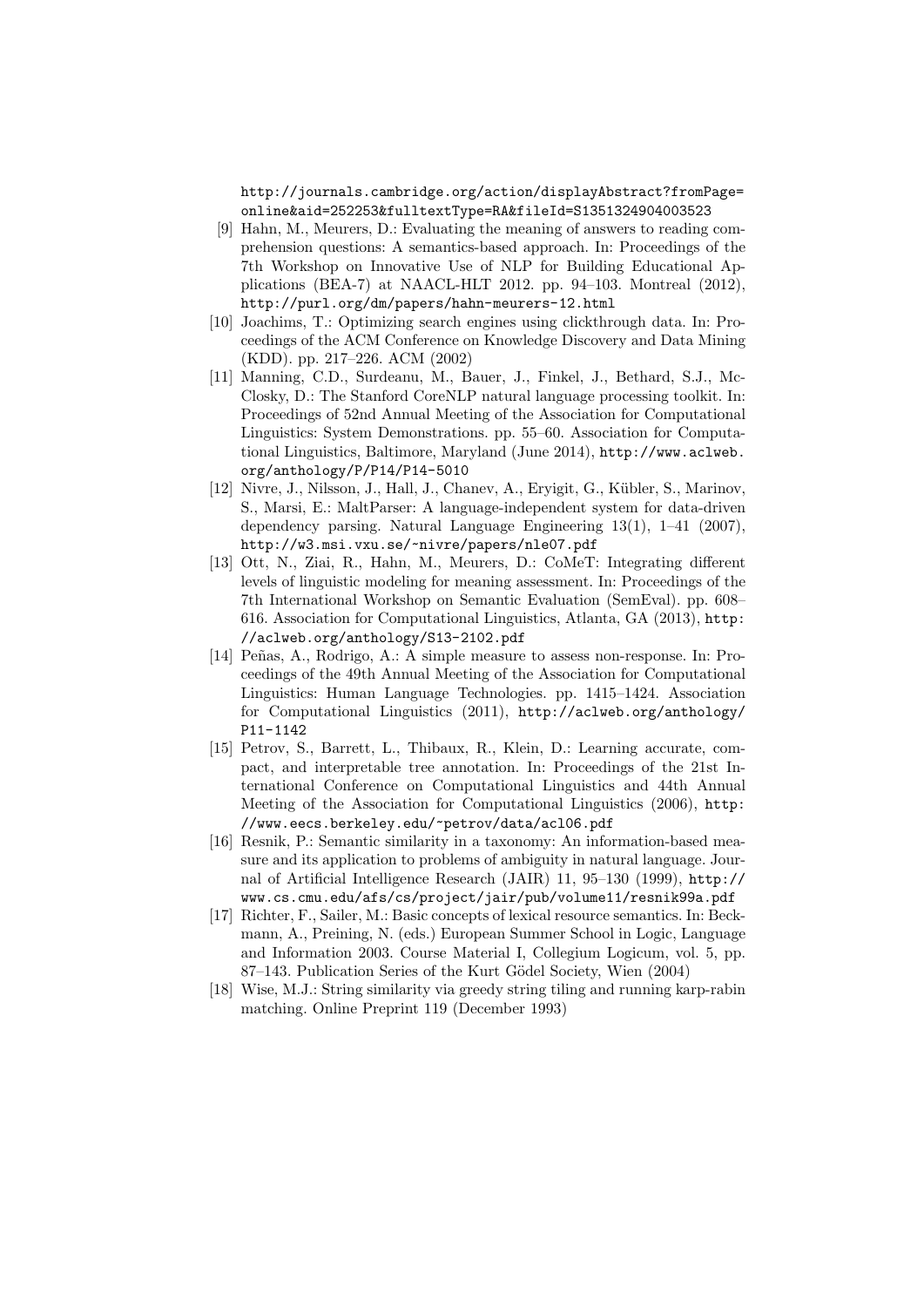http://journals.cambridge.org/action/displayAbstract?fromPage=online&aid=252253&fulltextType=RA&fileId=S1351324904003523

[9] Hahn, M., Meurers, D.: Evaluating the meaning of answers to reading comprehension questions: A semantics-based approach. In: Proceedings of the 7th Workshop on Innovative Use of NLP for Building Educational Applications (BEA-7) at NAACL-HLT 2012. pp. 94–103. Montreal (2012), http://purl.org/dm/papers/hahn-meurers-12.html

[10] Joachims, T.: Optimizing search engines using clickthrough data. In: Proceedings of the ACM Conference on Knowledge Discovery and Data Mining (KDD). pp. 217–226. ACM (2002)

[11] Manning, C.D., Surdeanu, M., Bauer, J., Finkel, J., Bethard, S.J., McClosky, D.: The Stanford CoreNLP natural language processing toolkit. In: Proceedings of 52nd Annual Meeting of the Association for Computational Linguistics: System Demonstrations. pp. 55–60. Association for Computational Linguistics, Baltimore, Maryland (June 2014), http://www.aclweb.org/anthology/P/P14/P14-5010

[12] Nivre, J., Nilsson, J., Hall, J., Chanev, A., Eryigit, G., Kübler, S., Marinov, S., Marsi, E.: MaltParser: A language-independent system for data-driven dependency parsing. Natural Language Engineering 13(1), 1–41 (2007), http://w3.msi.vxu.se/~nivre/papers/nle07.pdf

[13] Ott, N., Ziai, R., Hahn, M., Meurers, D.: CoMeT: Integrating different levels of linguistic modeling for meaning assessment. In: Proceedings of the 7th International Workshop on Semantic Evaluation (SemEval). pp. 608–616. Association for Computational Linguistics, Atlanta, GA (2013), http://aclweb.org/anthology/S13-2102.pdf

[14] Peñas, A., Rodrigo, A.: A simple measure to assess non-response. In: Proceedings of the 49th Annual Meeting of the Association for Computational Linguistics: Human Language Technologies. pp. 1415–1424. Association for Computational Linguistics (2011), http://aclweb.org/anthology/P11-1142

[15] Petrov, S., Barrett, L., Thibaux, R., Klein, D.: Learning accurate, compact, and interpretable tree annotation. In: Proceedings of the 21st International Conference on Computational Linguistics and 44th Annual Meeting of the Association for Computational Linguistics (2006), http://www.eecs.berkeley.edu/~petrov/data/acl06.pdf

[16] Resnik, P.: Semantic similarity in a taxonomy: An information-based measure and its application to problems of ambiguity in natural language. Journal of Artificial Intelligence Research (JAIR) 11, 95–130 (1999), http://www.cs.cmu.edu/afs/cs/project/jair/pub/volume11/resnik99a.pdf

[17] Richter, F., Sailer, M.: Basic concepts of lexical resource semantics. In: Beckmann, A., Preining, N. (eds.) European Summer School in Logic, Language and Information 2003. Course Material I, Collegium Logicum, vol. 5, pp. 87–143. Publication Series of the Kurt Gödel Society, Wien (2004)

[18] Wise, M.J.: String similarity via greedy string tiling and running karp-rabin matching. Online Preprint 119 (December 1993)